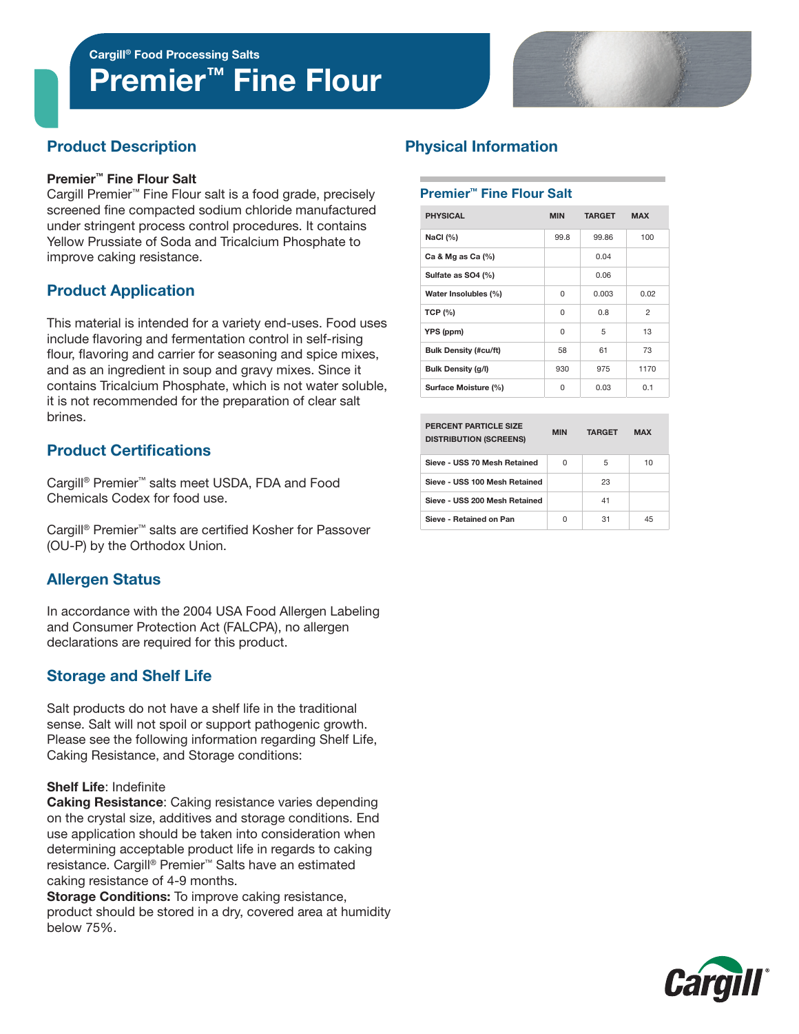Cargill® Food Processing Salts

# Premier™ Fine Flour

## Product Description

**Premier™ Fine Flour Salt**
Cargill Premier™ Fine Flour salt is a food grade, precisely screened fine compacted sodium chloride manufactured under stringent process control procedures. It contains Yellow Prussiate of Soda and Tricalcium Phosphate to improve caking resistance.

## Product Application

This material is intended for a variety end-uses. Food uses include flavoring and fermentation control in self-rising flour, flavoring and carrier for seasoning and spice mixes, and as an ingredient in soup and gravy mixes. Since it contains Tricalcium Phosphate, which is not water soluble, it is not recommended for the preparation of clear salt brines.

## Product Certifications

Cargill® Premier™ salts meet USDA, FDA and Food Chemicals Codex for food use.

Cargill® Premier™ salts are certified Kosher for Passover (OU-P) by the Orthodox Union.

## Allergen Status

In accordance with the 2004 USA Food Allergen Labeling and Consumer Protection Act (FALCPA), no allergen declarations are required for this product.

## Storage and Shelf Life

Salt products do not have a shelf life in the traditional sense. Salt will not spoil or support pathogenic growth. Please see the following information regarding Shelf Life, Caking Resistance, and Storage conditions:

**Shelf Life**: Indefinite
**Caking Resistance**: Caking resistance varies depending on the crystal size, additives and storage conditions. End use application should be taken into consideration when determining acceptable product life in regards to caking resistance. Cargill® Premier™ Salts have an estimated caking resistance of 4-9 months.
**Storage Conditions:** To improve caking resistance, product should be stored in a dry, covered area at humidity below 75%.

## Physical Information

### Premier™ Fine Flour Salt

| PHYSICAL | MIN | TARGET | MAX |
|---|---|---|---|
| NaCl (%) | 99.8 | 99.86 | 100 |
| Ca & Mg as Ca (%) | | 0.04 | |
| Sulfate as SO4 (%) | | 0.06 | |
| Water Insolubles (%) | 0 | 0.003 | 0.02 |
| TCP (%) | 0 | 0.8 | 2 |
| YPS (ppm) | 0 | 5 | 13 |
| Bulk Density (#cu/ft) | 58 | 61 | 73 |
| Bulk Density (g/l) | 930 | 975 | 1170 |
| Surface Moisture (%) | 0 | 0.03 | 0.1 |

| PERCENT PARTICLE SIZE DISTRIBUTION (SCREENS) | MIN | TARGET | MAX |
|---|---|---|---|
| Sieve - USS 70 Mesh Retained | 0 | 5 | 10 |
| Sieve - USS 100 Mesh Retained | | 23 | |
| Sieve - USS 200 Mesh Retained | | 41 | |
| Sieve - Retained on Pan | 0 | 31 | 45 |

Cargill®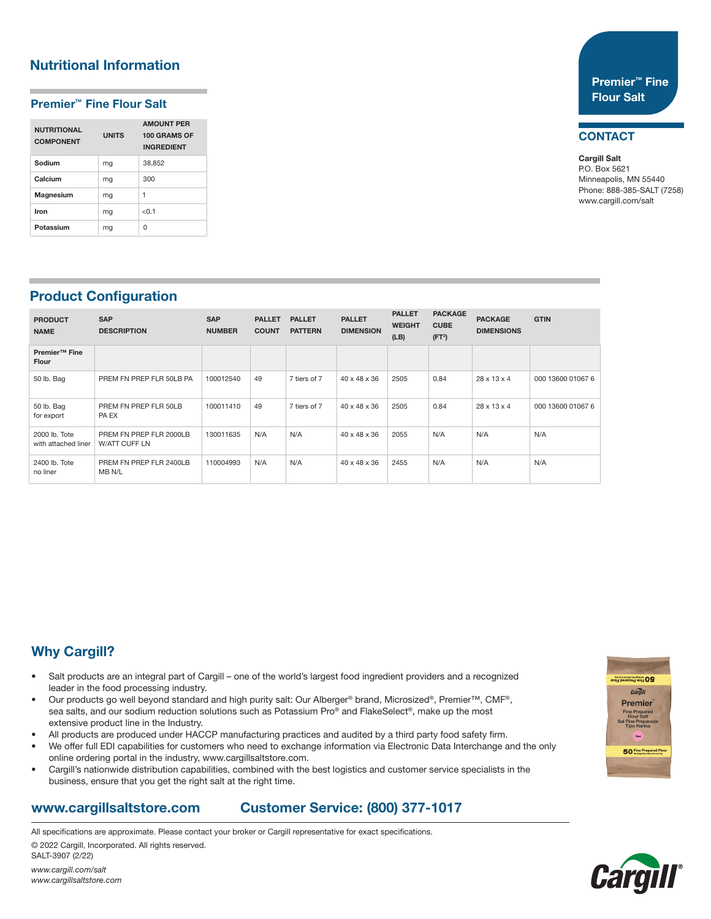## Nutritional Information

### Premier™ Fine Flour Salt

| NUTRITIONAL COMPONENT | UNITS | AMOUNT PER 100 GRAMS OF INGREDIENT |
|---|---|---|
| Sodium | mg | 38,852 |
| Calcium | mg | 300 |
| Magnesium | mg | 1 |
| Iron | mg | <0.1 |
| Potassium | mg | 0 |

**Premier™ Fine Flour Salt**

### CONTACT

**Cargill Salt**
P.O. Box 5621
Minneapolis, MN 55440
Phone: 888-385-SALT (7258)
www.cargill.com/salt

## Product Configuration

| PRODUCT NAME | SAP DESCRIPTION | SAP NUMBER | PALLET COUNT | PALLET PATTERN | PALLET DIMENSION | PALLET WEIGHT (LB) | PACKAGE CUBE ($FT^3$) | PACKAGE DIMENSIONS | GTIN |
|---|---|---|---|---|---|---|---|---|---|
| Premier™ Fine Flour | | | | | | | | | |
| 50 lb. Bag | PREM FN PREP FLR 50LB PA | 100012540 | 49 | 7 tiers of 7 | 40 x 48 x 36 | 2505 | 0.84 | 28 x 13 x 4 | 000 13600 01067 6 |
| 50 lb. Bag for export | PREM FN PREP FLR 50LB PA EX | 100011410 | 49 | 7 tiers of 7 | 40 x 48 x 36 | 2505 | 0.84 | 28 x 13 x 4 | 000 13600 01067 6 |
| 2000 lb. Tote with attached liner | PREM FN PREP FLR 2000LB W/ATT CUFF LN | 130011635 | N/A | N/A | 40 x 48 x 36 | 2055 | N/A | N/A | N/A |
| 2400 lb. Tote no liner | PREM FN PREP FLR 2400LB MB N/L | 110004993 | N/A | N/A | 40 x 48 x 36 | 2455 | N/A | N/A | N/A |

## Why Cargill?

- Salt products are an integral part of Cargill – one of the world's largest food ingredient providers and a recognized leader in the food processing industry.
- Our products go well beyond standard and high purity salt: Our Alberger® brand, Microsized®, Premier™, CMF®, sea salts, and our sodium reduction solutions such as Potassium Pro® and FlakeSelect®, make up the most extensive product line in the Industry.
- All products are produced under HACCP manufacturing practices and audited by a third party food safety firm.
- We offer full EDI capabilities for customers who need to exchange information via Electronic Data Interchange and the only online ordering portal in the industry, www.cargillsaltstore.com.
- Cargill's nationwide distribution capabilities, combined with the best logistics and customer service specialists in the business, ensure that you get the right salt at the right time.

**www.cargillsaltstore.com** **Customer Service: (800) 377-1017**

All specifications are approximate. Please contact your broker or Cargill representative for exact specifications.

© 2022 Cargill, Incorporated. All rights reserved.
SALT-3907 (2/22)

*www.cargill.com/salt*
*www.cargillsaltstore.com*